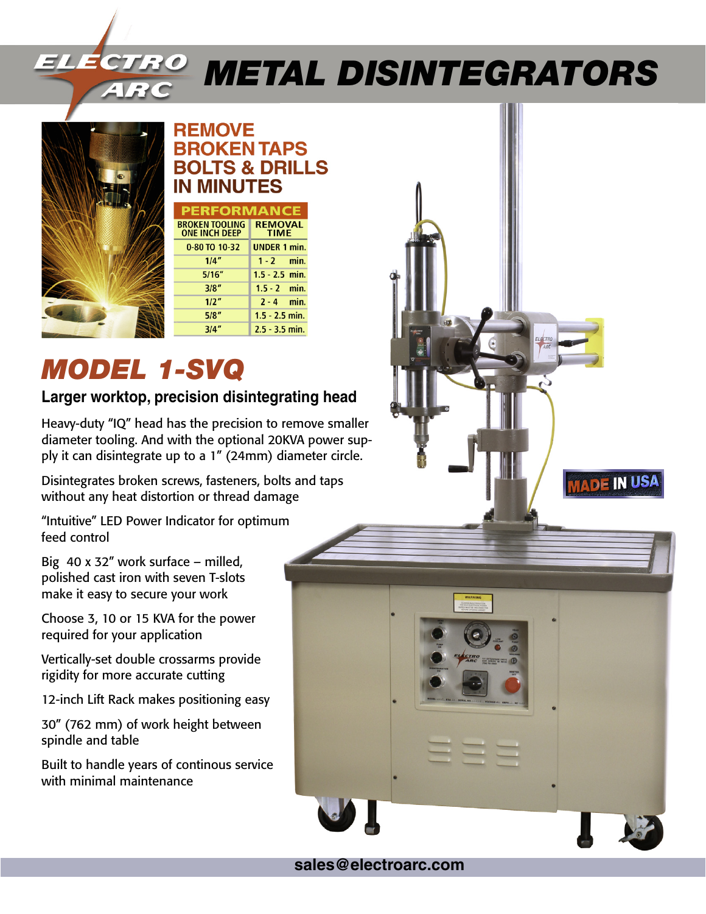# ELECTRO ARC METAL DISINTEGRATORS

## REMOVE BROKEN TAPS BOLTS & DRILLS IN MINUTES

| PERFORMANCE | |
|---|---|
| BROKEN TOOLING ONE INCH DEEP | REMOVAL TIME |
| 0-80 TO 10-32 | UNDER 1 min. |
| 1/4" | 1 - 2 min. |
| 5/16" | 1.5 - 2.5 min. |
| 3/8" | 1.5 - 2 min. |
| 1/2" | 2 - 4 min. |
| 5/8" | 1.5 - 2.5 min. |
| 3/4" | 2.5 - 3.5 min. |

# *MODEL 1-SVQ*

### Larger worktop, precision disintegrating head

Heavy-duty "IQ" head has the precision to remove smaller diameter tooling. And with the optional 20KVA power supply it can disintegrate up to a 1" (24mm) diameter circle.

Disintegrates broken screws, fasteners, bolts and taps without any heat distortion or thread damage

"Intuitive" LED Power Indicator for optimum feed control

Big 40 x 32" work surface – milled, polished cast iron with seven T-slots make it easy to secure your work

Choose 3, 10 or 15 KVA for the power required for your application

Vertically-set double crossarms provide rigidity for more accurate cutting

12-inch Lift Rack makes positioning easy

30" (762 mm) of work height between spindle and table

Built to handle years of continous service with minimal maintenance

MADE IN USA

sales@electroarc.com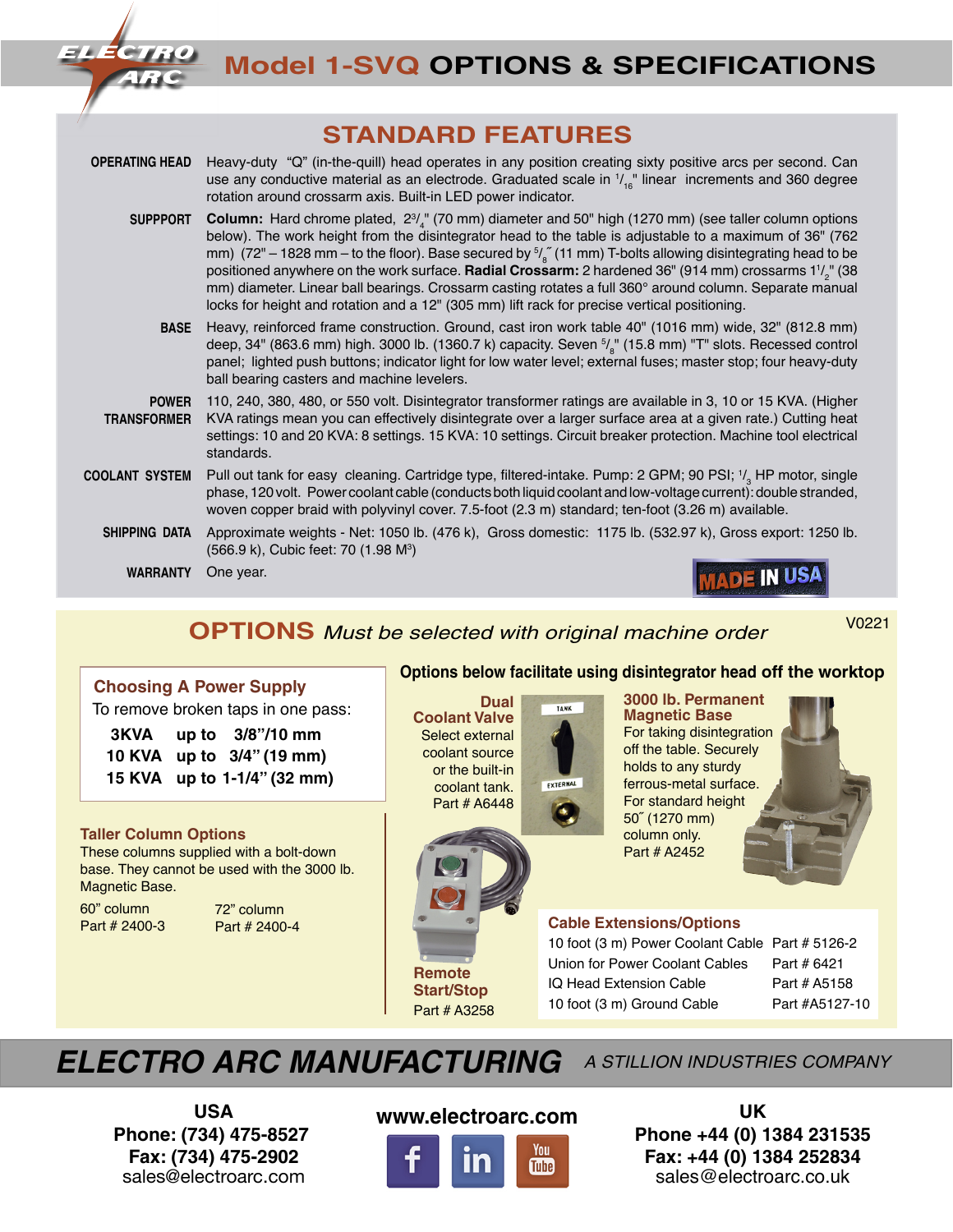# Model 1-SVQ OPTIONS & SPECIFICATIONS

## STANDARD FEATURES

**OPERATING HEAD** Heavy-duty "Q" (in-the-quill) head operates in any position creating sixty positive arcs per second. Can use any conductive material as an electrode. Graduated scale in 1/16" linear increments and 360 degree rotation around crossarm axis. Built-in LED power indicator.

**SUPPPORT** **Column:** Hard chrome plated, 2 3/4" (70 mm) diameter and 50" high (1270 mm) (see taller column options below). The work height from the disintegrator head to the table is adjustable to a maximum of 36" (762 mm) (72" – 1828 mm – to the floor). Base secured by 5/8" (11 mm) T-bolts allowing disintegrating head to be positioned anywhere on the work surface. **Radial Crossarm:** 2 hardened 36" (914 mm) crossarms 1 1/2" (38 mm) diameter. Linear ball bearings. Crossarm casting rotates a full 360° around column. Separate manual locks for height and rotation and a 12" (305 mm) lift rack for precise vertical positioning.

**BASE** Heavy, reinforced frame construction. Ground, cast iron work table 40" (1016 mm) wide, 32" (812.8 mm) deep, 34" (863.6 mm) high. 3000 lb. (1360.7 k) capacity. Seven 5/8" (15.8 mm) "T" slots. Recessed control panel; lighted push buttons; indicator light for low water level; external fuses; master stop; four heavy-duty ball bearing casters and machine levelers.

**POWER TRANSFORMER** 110, 240, 380, 480, or 550 volt. Disintegrator transformer ratings are available in 3, 10 or 15 KVA. (Higher KVA ratings mean you can effectively disintegrate over a larger surface area at a given rate.) Cutting heat settings: 10 and 20 KVA: 8 settings. 15 KVA: 10 settings. Circuit breaker protection. Machine tool electrical standards.

**COOLANT SYSTEM** Pull out tank for easy cleaning. Cartridge type, filtered-intake. Pump: 2 GPM; 90 PSI; 1/3 HP motor, single phase, 120 volt. Power coolant cable (conducts both liquid coolant and low-voltage current): double stranded, woven copper braid with polyvinyl cover. 7.5-foot (2.3 m) standard; ten-foot (3.26 m) available.

**SHIPPING DATA** Approximate weights - Net: 1050 lb. (476 k), Gross domestic: 1175 lb. (532.97 k), Gross export: 1250 lb. (566.9 k), Cubic feet: 70 (1.98 M³)

**WARRANTY** One year.

MADE IN USA

## OPTIONS *Must be selected with original machine order*

V0221

### Choosing A Power Supply

To remove broken taps in one pass:

| | | |
|---|---|---|
| 3KVA | up to | 3/8"/10 mm |
| 10 KVA | up to | 3/4" (19 mm) |
| 15 KVA | up to | 1-1/4" (32 mm) |

### Taller Column Options

These columns supplied with a bolt-down base. They cannot be used with the 3000 lb. Magnetic Base.

60" column
Part # 2400-3

72" column
Part # 2400-4

### Options below facilitate using disintegrator head off the worktop

**Dual Coolant Valve**
Select external coolant source or the built-in coolant tank.
Part # A6448

TANK
EXTERNAL

**3000 lb. Permanent Magnetic Base**
For taking disintegration off the table. Securely holds to any sturdy ferrous-metal surface. For standard height 50˝ (1270 mm) column only.
Part # A2452

**Remote Start/Stop**
Part # A3258

### Cable Extensions/Options

| | |
|---|---|
| 10 foot (3 m) Power Coolant Cable | Part # 5126-2 |
| Union for Power Coolant Cables | Part # 6421 |
| IQ Head Extension Cable | Part # A5158 |
| 10 foot (3 m) Ground Cable | Part #A5127-10 |

## ELECTRO ARC MANUFACTURING *A STILLION INDUSTRIES COMPANY*

**USA**
**Phone: (734) 475-8527**
**Fax: (734) 475-2902**
sales@electroarc.com

**www.electroarc.com**

**UK**
**Phone +44 (0) 1384 231535**
**Fax: +44 (0) 1384 252834**
sales@electroarc.co.uk